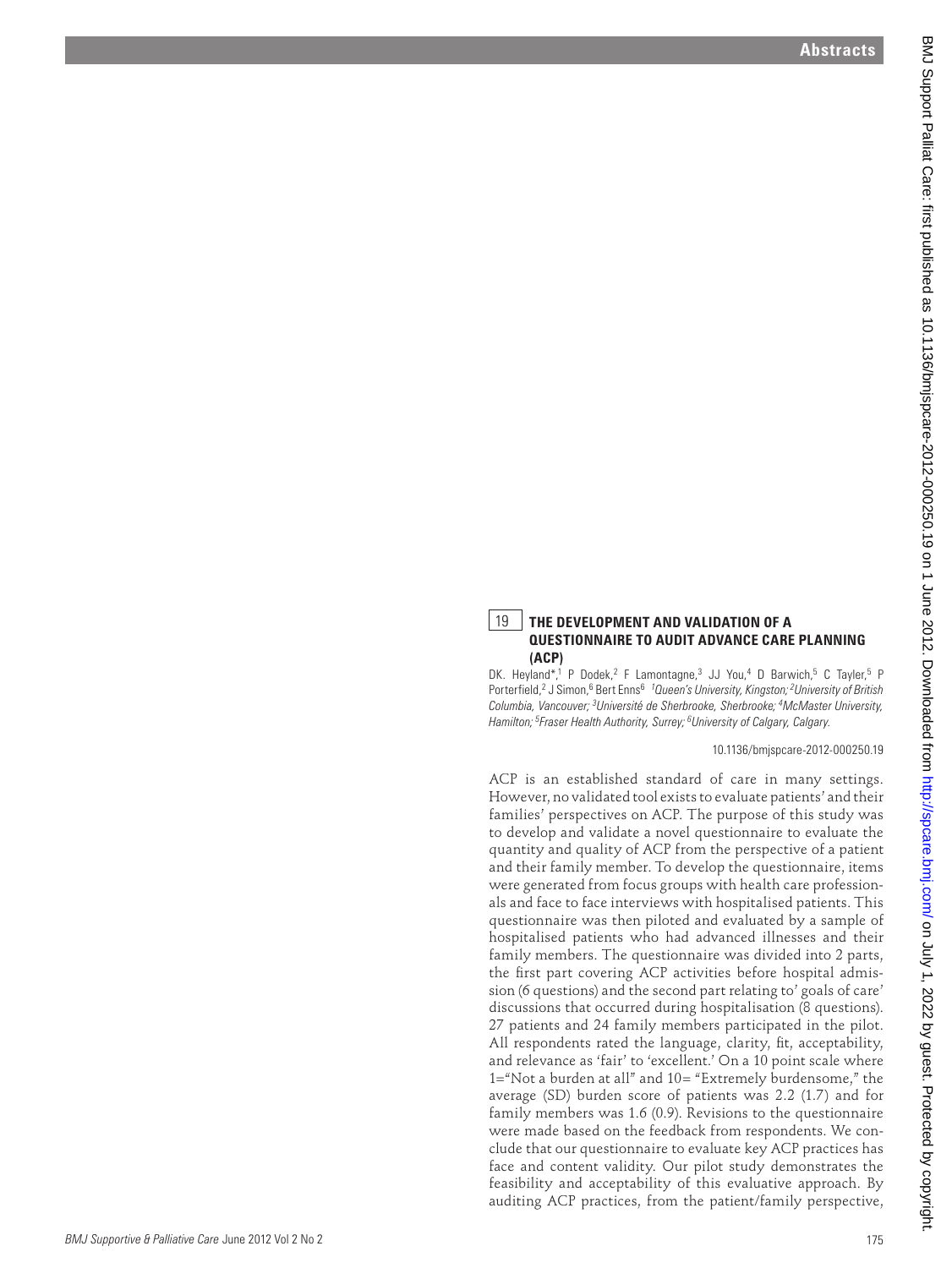## 19 THE DEVELOPMENT AND VALIDATION OF A QUESTIONNAIRE TO AUDIT ADVANCE CARE PLANNING (ACP)

DK. Heyland*,[1] P Dodek,[2] F Lamontagne,[3] JJ You,[4] D Barwich,[5] C Tayler,[5] P Porterfield,[2] J Simon,[6] Bert Enns[6] *[1]Queen's University, Kingston; [2]University of British Columbia, Vancouver; [3]Université de Sherbrooke, Sherbrooke; [4]McMaster University, Hamilton; [5]Fraser Health Authority, Surrey; [6]University of Calgary, Calgary.*

10.1136/bmjspcare-2012-000250.19

ACP is an established standard of care in many settings. However, no validated tool exists to evaluate patients' and their families' perspectives on ACP. The purpose of this study was to develop and validate a novel questionnaire to evaluate the quantity and quality of ACP from the perspective of a patient and their family member. To develop the questionnaire, items were generated from focus groups with health care professionals and face to face interviews with hospitalised patients. This questionnaire was then piloted and evaluated by a sample of hospitalised patients who had advanced illnesses and their family members. The questionnaire was divided into 2 parts, the first part covering ACP activities before hospital admission (6 questions) and the second part relating to' goals of care' discussions that occurred during hospitalisation (8 questions). 27 patients and 24 family members participated in the pilot. All respondents rated the language, clarity, fit, acceptability, and relevance as 'fair' to 'excellent.' On a 10 point scale where 1="Not a burden at all" and 10= "Extremely burdensome," the average (SD) burden score of patients was 2.2 (1.7) and for family members was 1.6 (0.9). Revisions to the questionnaire were made based on the feedback from respondents. We conclude that our questionnaire to evaluate key ACP practices has face and content validity. Our pilot study demonstrates the feasibility and acceptability of this evaluative approach. By auditing ACP practices, from the patient/family perspective,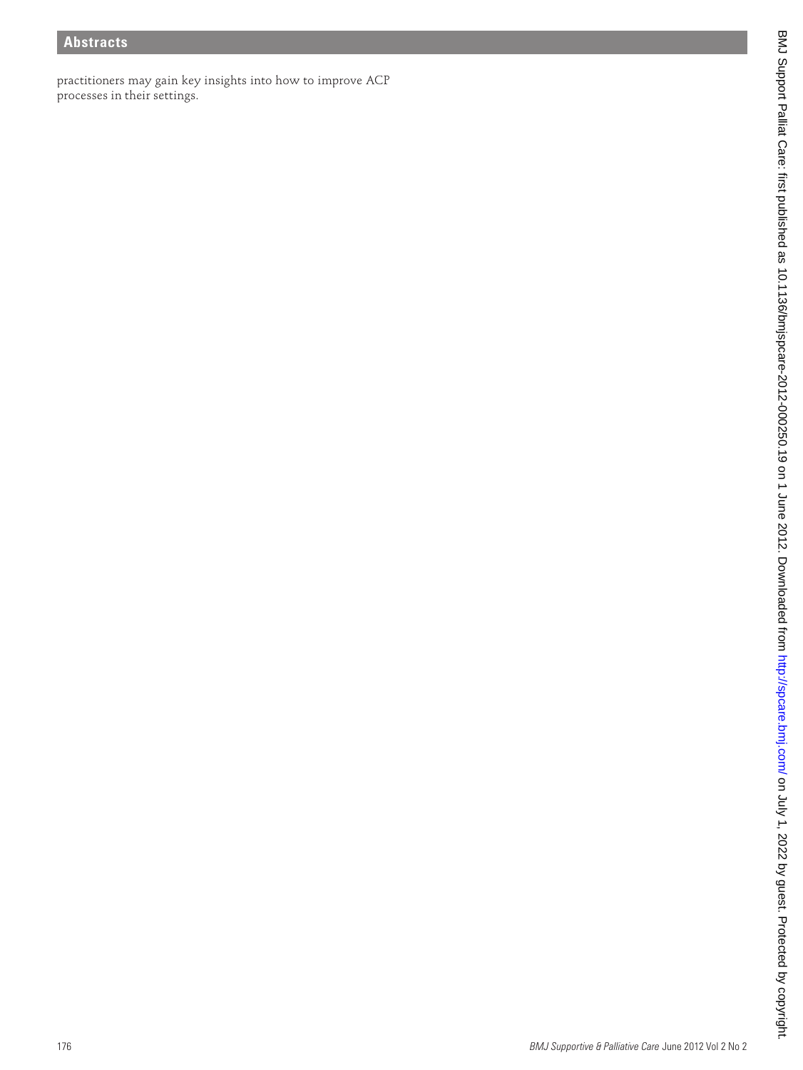practitioners may gain key insights into how to improve ACP processes in their settings.